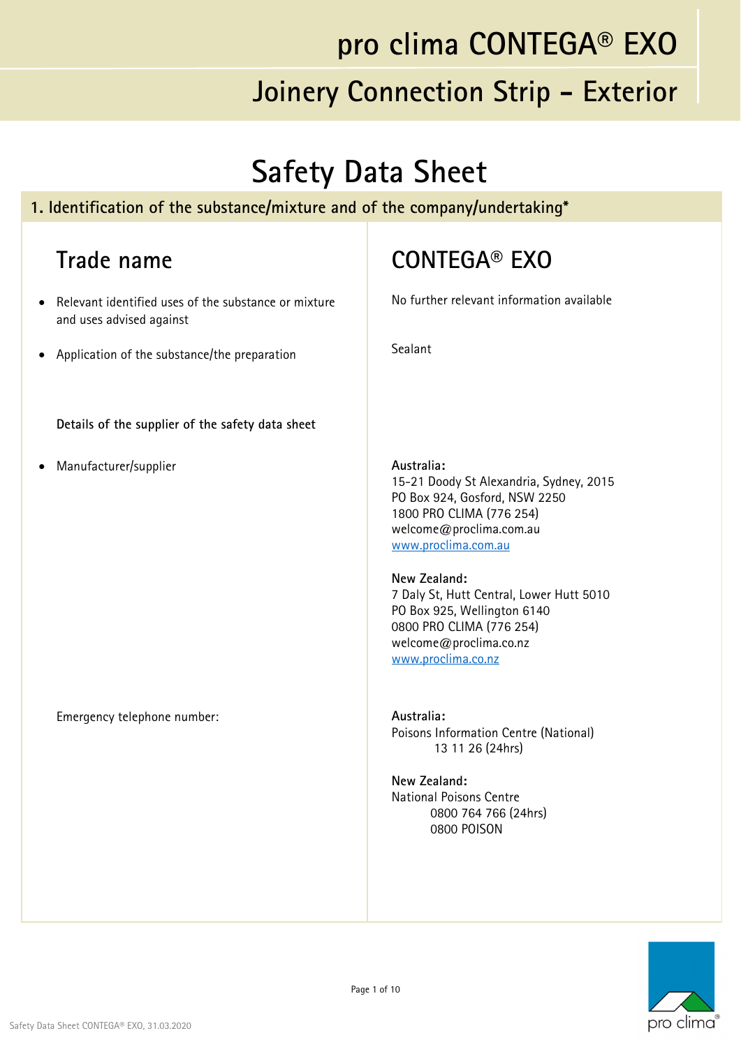# pro clima CONTEGA® EXO

## Joinery Connection Strip – Exterior

# Safety Data Sheet

## 1. Identification of the substance/mixture and of the company/undertaking*

| Trade name | CONTEGA® EXO |
|---|---|
| • Relevant identified uses of the substance or mixture and uses advised against | No further relevant information available |
| • Application of the substance/the preparation | Sealant |
| **Details of the supplier of the safety data sheet** | |
| • Manufacturer/supplier | **Australia:**<br>15-21 Doody St Alexandria, Sydney, 2015<br>PO Box 924, Gosford, NSW 2250<br>1800 PRO CLIMA (776 254)<br>welcome@proclima.com.au<br>www.proclima.com.au<br><br>**New Zealand:**<br>7 Daly St, Hutt Central, Lower Hutt 5010<br>PO Box 925, Wellington 6140<br>0800 PRO CLIMA (776 254)<br>welcome@proclima.co.nz<br>www.proclima.co.nz |
| Emergency telephone number: | **Australia:**<br>Poisons Information Centre (National)<br>13 11 26 (24hrs)<br><br>**New Zealand:**<br>National Poisons Centre<br>0800 764 766 (24hrs)<br>0800 POISON |

Safety Data Sheet CONTEGA® EXO, 31.03.2020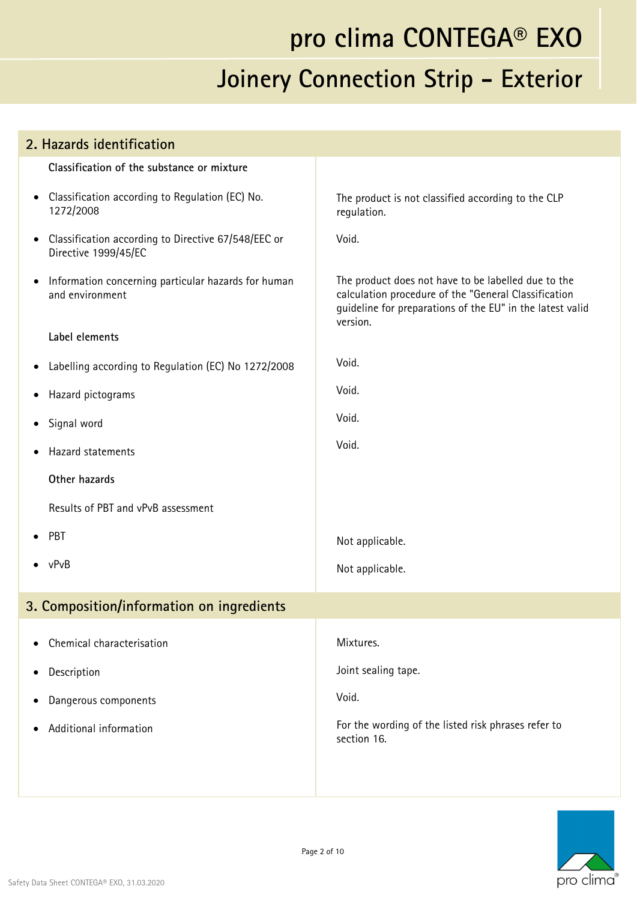## 2. Hazards identification

| | |
|---|---|
| **Classification of the substance or mixture** | |
| • Classification according to Regulation (EC) No. 1272/2008 | The product is not classified according to the CLP regulation. |
| • Classification according to Directive 67/548/EEC or Directive 1999/45/EC | Void. |
| • Information concerning particular hazards for human and environment | The product does not have to be labelled due to the calculation procedure of the "General Classification guideline for preparations of the EU" in the latest valid version. |
| **Label elements** | |
| • Labelling according to Regulation (EC) No 1272/2008 | Void. |
| • Hazard pictograms | Void. |
| • Signal word | Void. |
| • Hazard statements | Void. |
| **Other hazards** | |
| Results of PBT and vPvB assessment | |
| • PBT | Not applicable. |
| • vPvB | Not applicable. |

## 3. Composition/information on ingredients

| | |
|---|---|
| • Chemical characterisation | Mixtures. |
| • Description | Joint sealing tape. |
| • Dangerous components | Void. |
| • Additional information | For the wording of the listed risk phrases refer to section 16. |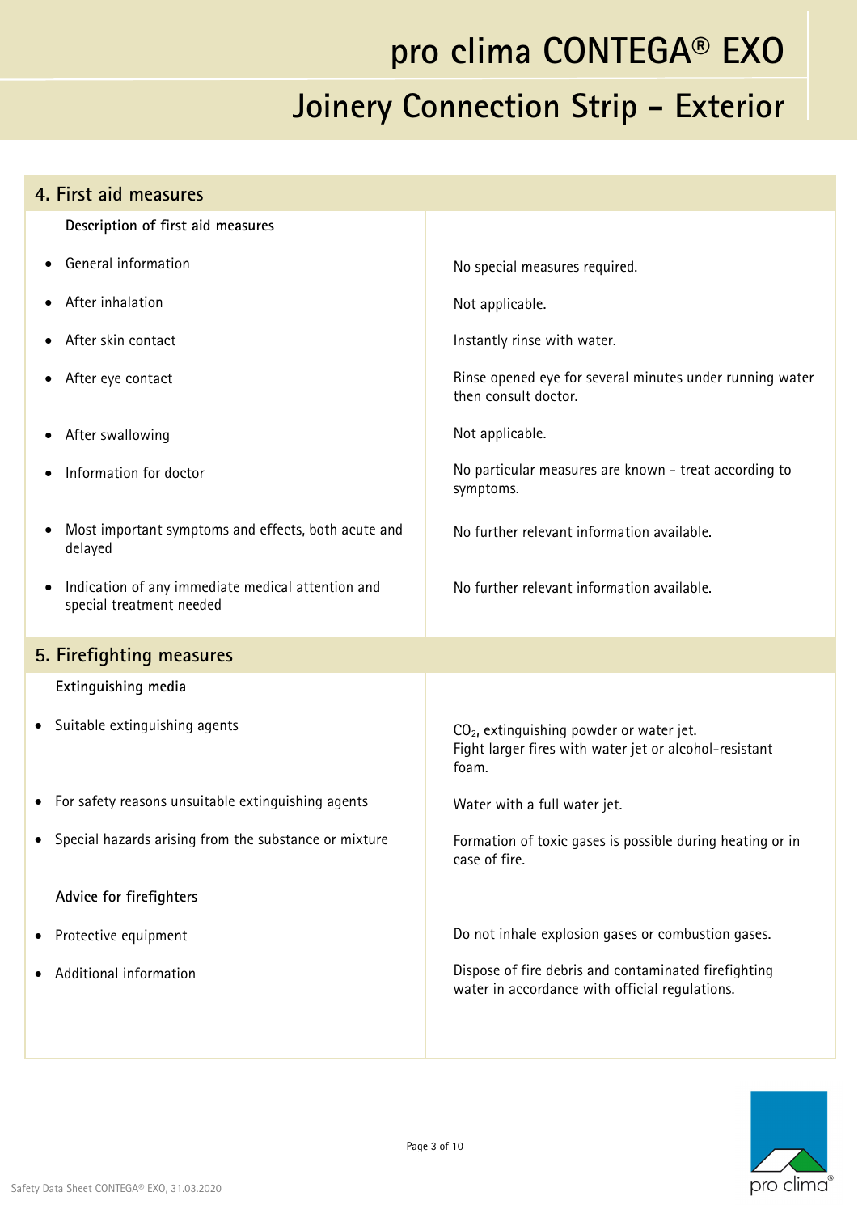## 4. First aid measures

| Description of first aid measures | |
|---|---|
| • General information | No special measures required. |
| • After inhalation | Not applicable. |
| • After skin contact | Instantly rinse with water. |
| • After eye contact | Rinse opened eye for several minutes under running water then consult doctor. |
| • After swallowing | Not applicable. |
| • Information for doctor | No particular measures are known - treat according to symptoms. |
| • Most important symptoms and effects, both acute and delayed | No further relevant information available. |
| • Indication of any immediate medical attention and special treatment needed | No further relevant information available. |

## 5. Firefighting measures

| Extinguishing media | |
|---|---|
| • Suitable extinguishing agents | $CO_2$, extinguishing powder or water jet. Fight larger fires with water jet or alcohol-resistant foam. |
| • For safety reasons unsuitable extinguishing agents | Water with a full water jet. |
| • Special hazards arising from the substance or mixture | Formation of toxic gases is possible during heating or in case of fire. |
| **Advice for firefighters** | |
| • Protective equipment | Do not inhale explosion gases or combustion gases. |
| • Additional information | Dispose of fire debris and contaminated firefighting water in accordance with official regulations. |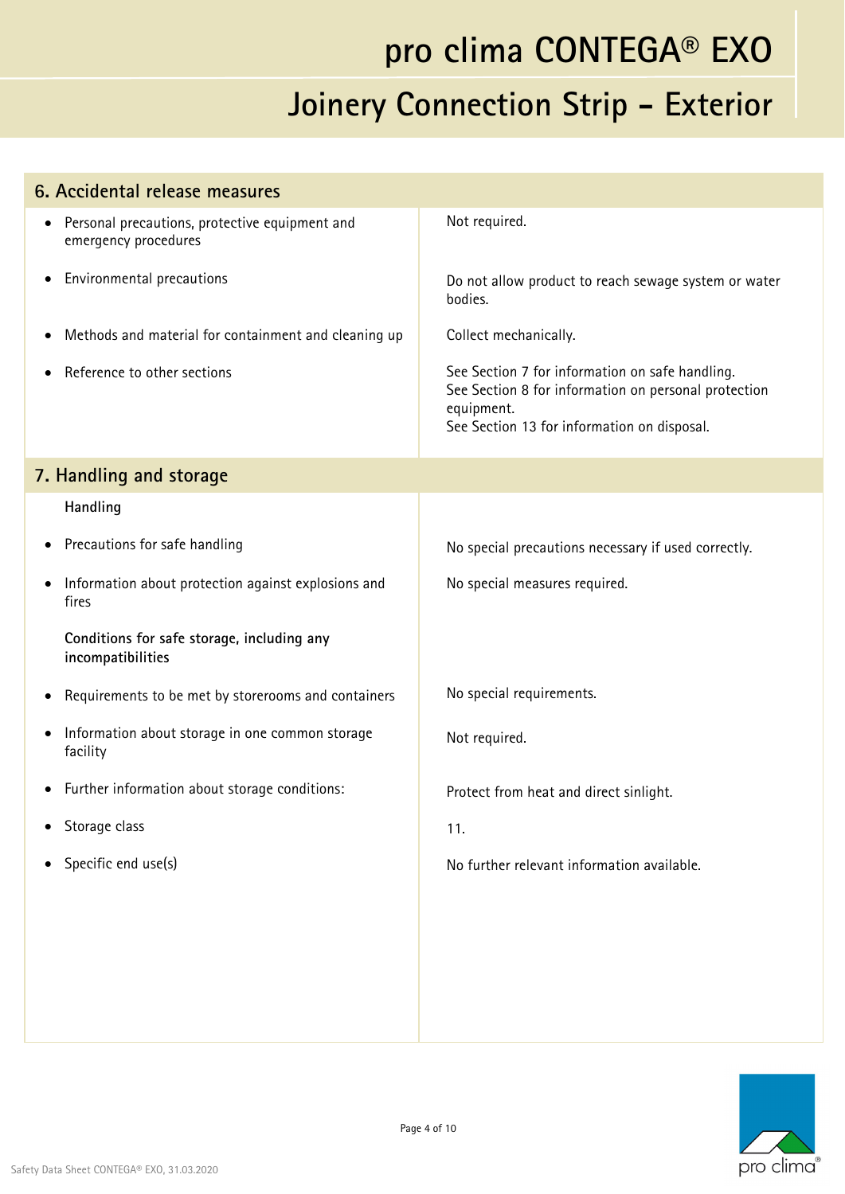## 6. Accidental release measures

| | |
|---|---|
| • Personal precautions, protective equipment and emergency procedures | Not required. |
| • Environmental precautions | Do not allow product to reach sewage system or water bodies. |
| • Methods and material for containment and cleaning up | Collect mechanically. |
| • Reference to other sections | See Section 7 for information on safe handling.<br>See Section 8 for information on personal protection equipment.<br>See Section 13 for information on disposal. |

## 7. Handling and storage

| | |
|---|---|
| **Handling** | |
| • Precautions for safe handling | No special precautions necessary if used correctly. |
| • Information about protection against explosions and fires | No special measures required. |
| **Conditions for safe storage, including any incompatibilities** | |
| • Requirements to be met by storerooms and containers | No special requirements. |
| • Information about storage in one common storage facility | Not required. |
| • Further information about storage conditions: | Protect from heat and direct sinlight. |
| • Storage class | 11. |
| • Specific end use(s) | No further relevant information available. |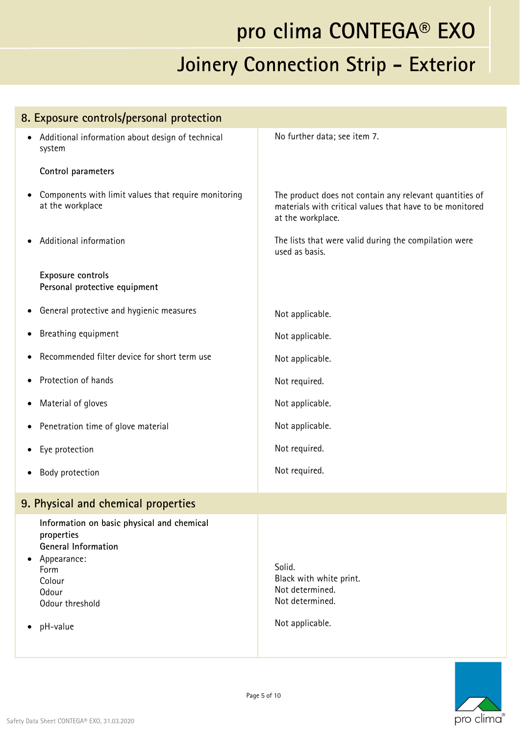## 8. Exposure controls/personal protection

| | |
|---|---|
| • Additional information about design of technical system | No further data; see item 7. |
| **Control parameters** | |
| • Components with limit values that require monitoring at the workplace | The product does not contain any relevant quantities of materials with critical values that have to be monitored at the workplace. |
| • Additional information | The lists that were valid during the compilation were used as basis. |
| **Exposure controls** **Personal protective equipment** | |
| • General protective and hygienic measures | Not applicable. |
| • Breathing equipment | Not applicable. |
| • Recommended filter device for short term use | Not applicable. |
| • Protection of hands | Not required. |
| • Material of gloves | Not applicable. |
| • Penetration time of glove material | Not applicable. |
| • Eye protection | Not required. |
| • Body protection | Not required. |

## 9. Physical and chemical properties

| | |
|---|---|
| **Information on basic physical and chemical properties** **General Information** | |
| • Appearance: | |
| Form | Solid. |
| Colour | Black with white print. |
| Odour | Not determined. |
| Odour threshold | Not determined. |
| • pH-value | Not applicable. |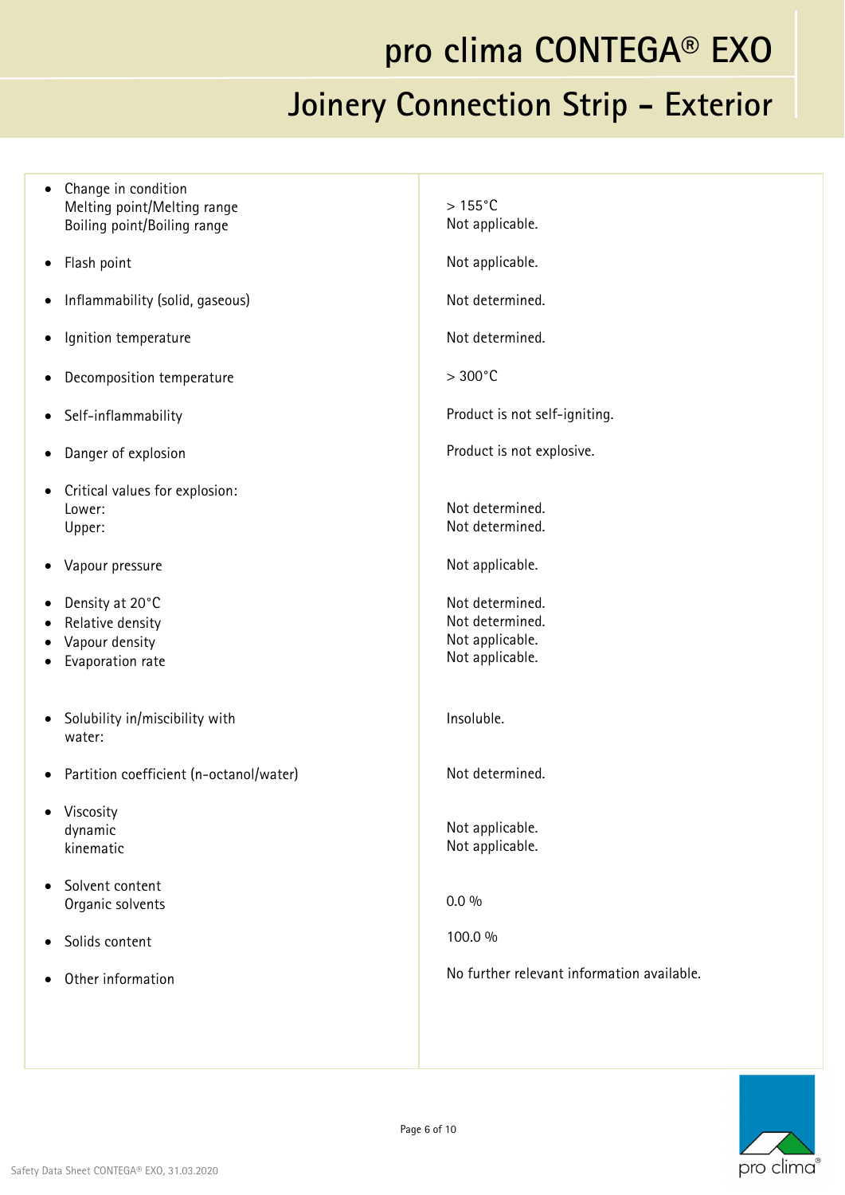| | |
|---|---|
| • Change in condition<br>Melting point/Melting range<br>Boiling point/Boiling range | > 155°C<br>Not applicable. |
| • Flash point | Not applicable. |
| • Inflammability (solid, gaseous) | Not determined. |
| • Ignition temperature | Not determined. |
| • Decomposition temperature | > 300°C |
| • Self-inflammability | Product is not self-igniting. |
| • Danger of explosion | Product is not explosive. |
| • Critical values for explosion:<br>Lower:<br>Upper: | <br>Not determined.<br>Not determined. |
| • Vapour pressure | Not applicable. |
| • Density at 20°C<br>• Relative density<br>• Vapour density<br>• Evaporation rate | Not determined.<br>Not determined.<br>Not applicable.<br>Not applicable. |
| • Solubility in/miscibility with water: | Insoluble. |
| • Partition coefficient (n-octanol/water) | Not determined. |
| • Viscosity<br>dynamic<br>kinematic | <br>Not applicable.<br>Not applicable. |
| • Solvent content<br>Organic solvents | <br>0.0 % |
| • Solids content | 100.0 % |
| • Other information | No further relevant information available. |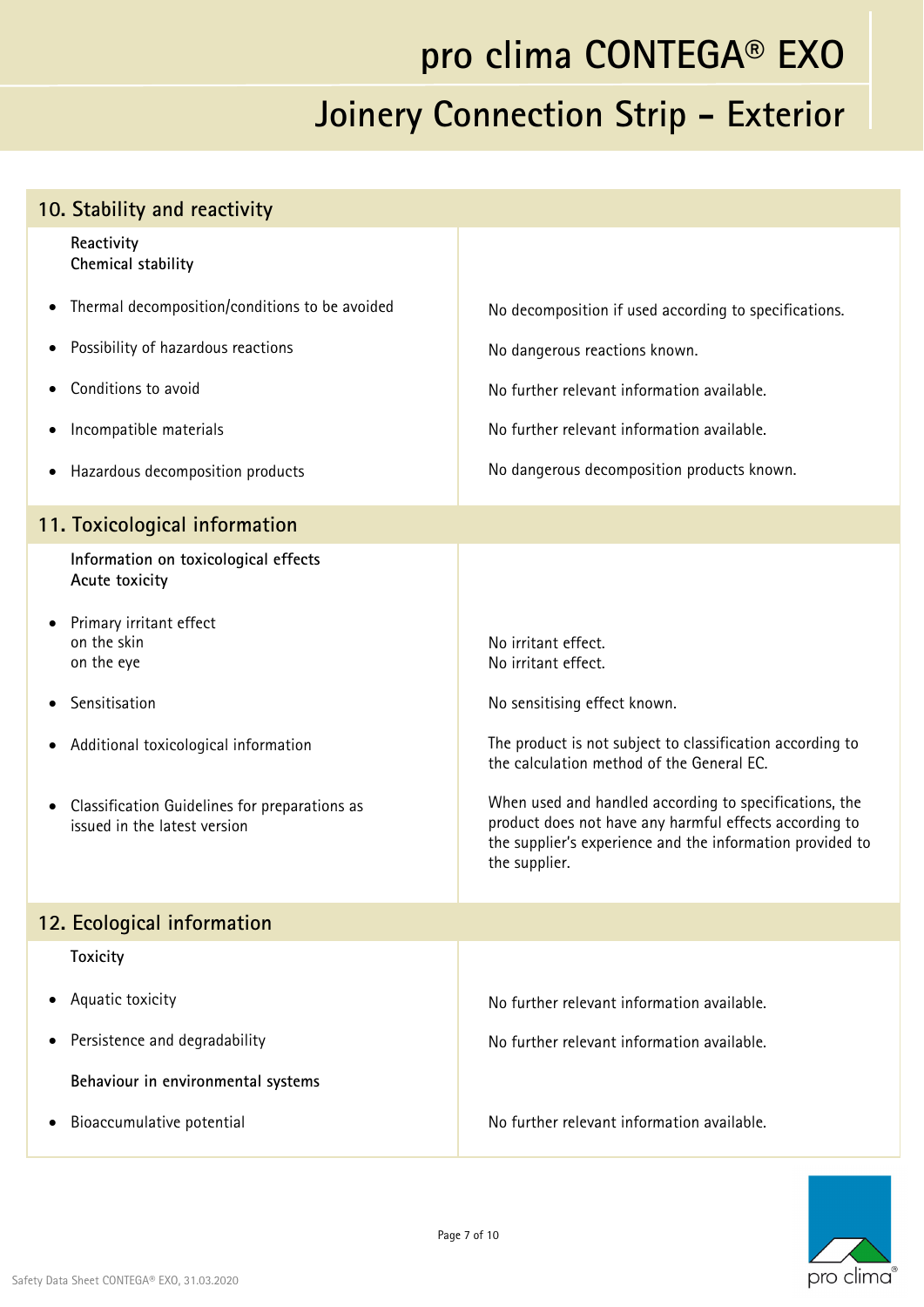## 10. Stability and reactivity

| | |
|---|---|
| **Reactivity**<br>**Chemical stability** | |
| • Thermal decomposition/conditions to be avoided | No decomposition if used according to specifications. |
| • Possibility of hazardous reactions | No dangerous reactions known. |
| • Conditions to avoid | No further relevant information available. |
| • Incompatible materials | No further relevant information available. |
| • Hazardous decomposition products | No dangerous decomposition products known. |

## 11. Toxicological information

| | |
|---|---|
| **Information on toxicological effects**<br>**Acute toxicity** | |
| • Primary irritant effect<br>on the skin<br>on the eye | <br>No irritant effect.<br>No irritant effect. |
| • Sensitisation | No sensitising effect known. |
| • Additional toxicological information | The product is not subject to classification according to the calculation method of the General EC. |
| • Classification Guidelines for preparations as issued in the latest version | When used and handled according to specifications, the product does not have any harmful effects according to the supplier's experience and the information provided to the supplier. |

## 12. Ecological information

| | |
|---|---|
| **Toxicity** | |
| • Aquatic toxicity | No further relevant information available. |
| • Persistence and degradability | No further relevant information available. |
| **Behaviour in environmental systems** | |
| • Bioaccumulative potential | No further relevant information available. |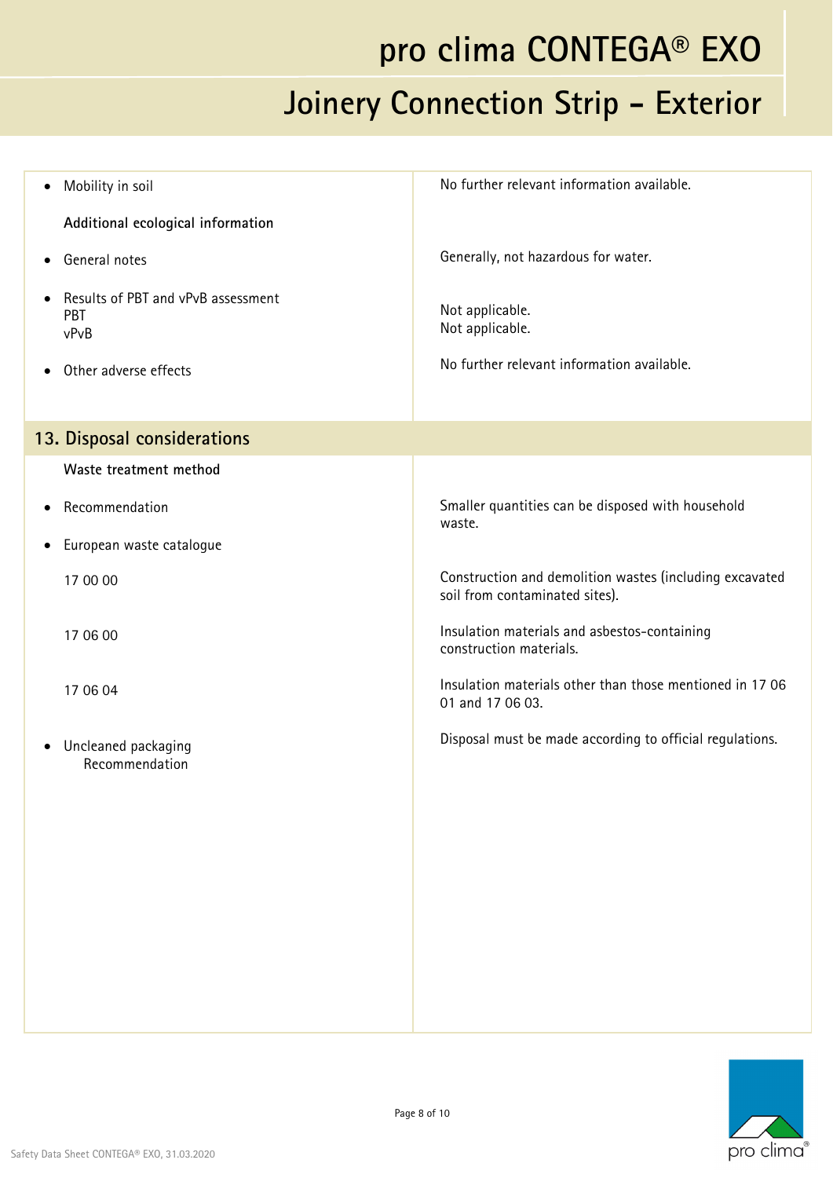| | |
|---|---|
| • Mobility in soil | No further relevant information available. |
| **Additional ecological information** | |
| • General notes | Generally, not hazardous for water. |
| • Results of PBT and vPvB assessment<br>PBT<br>vPvB | <br>Not applicable.<br>Not applicable. |
| • Other adverse effects | No further relevant information available. |

## 13. Disposal considerations

| | |
|---|---|
| **Waste treatment method** | |
| • Recommendation | Smaller quantities can be disposed with household waste. |
| • European waste catalogue | |
| 17 00 00 | Construction and demolition wastes (including excavated soil from contaminated sites). |
| 17 06 00 | Insulation materials and asbestos-containing construction materials. |
| 17 06 04 | Insulation materials other than those mentioned in 17 06 01 and 17 06 03. |
| • Uncleaned packaging<br>Recommendation | Disposal must be made according to official regulations. |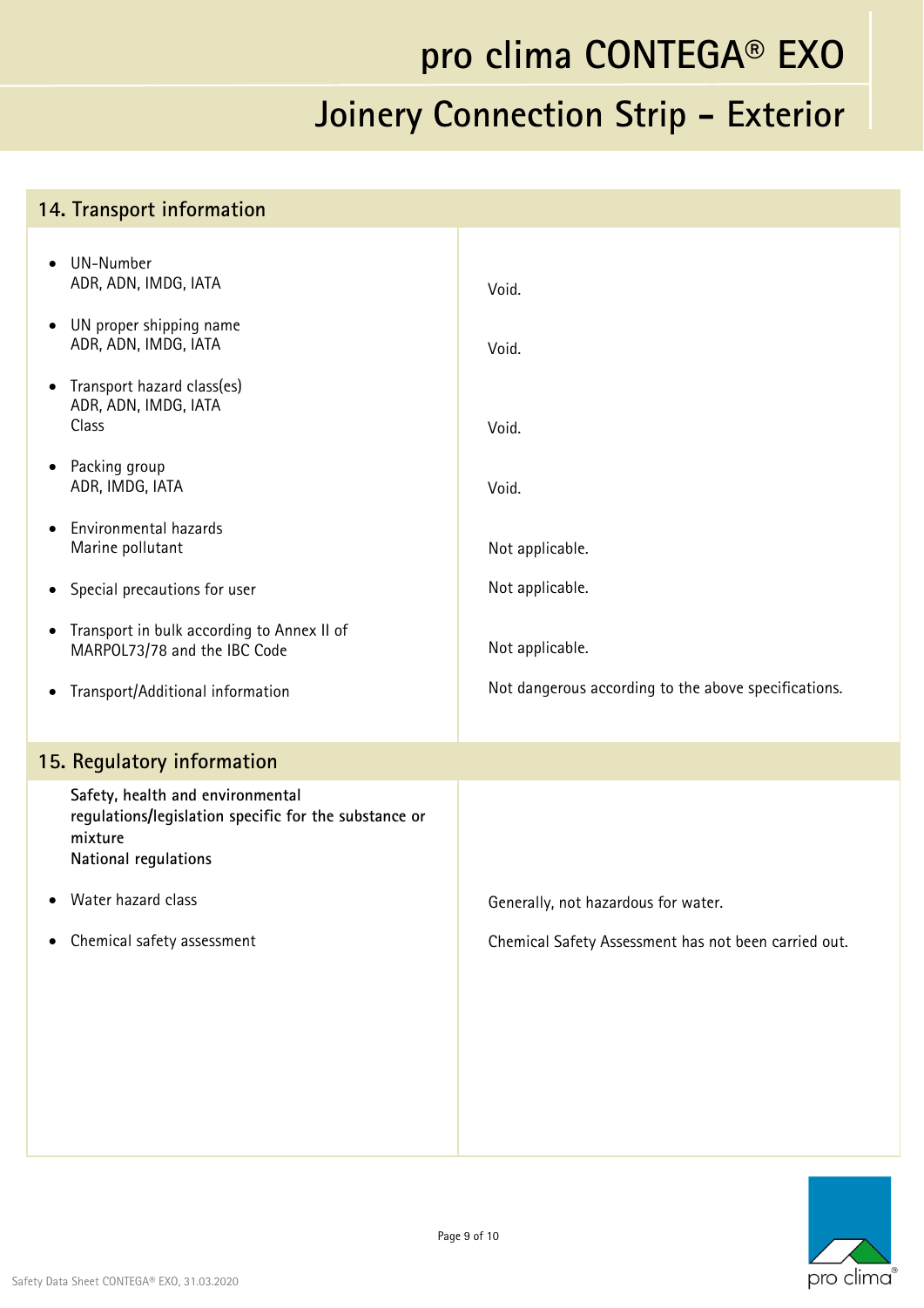## 14. Transport information

| | |
|---|---|
| • UN-Number<br>ADR, ADN, IMDG, IATA | Void. |
| • UN proper shipping name<br>ADR, ADN, IMDG, IATA | Void. |
| • Transport hazard class(es)<br>ADR, ADN, IMDG, IATA<br>Class | Void. |
| • Packing group<br>ADR, IMDG, IATA | Void. |
| • Environmental hazards<br>Marine pollutant | Not applicable. |
| • Special precautions for user | Not applicable. |
| • Transport in bulk according to Annex II of MARPOL73/78 and the IBC Code | Not applicable. |
| • Transport/Additional information | Not dangerous according to the above specifications. |

## 15. Regulatory information

| | |
|---|---|
| **Safety, health and environmental regulations/legislation specific for the substance or mixture**<br>**National regulations** | |
| • Water hazard class | Generally, not hazardous for water. |
| • Chemical safety assessment | Chemical Safety Assessment has not been carried out. |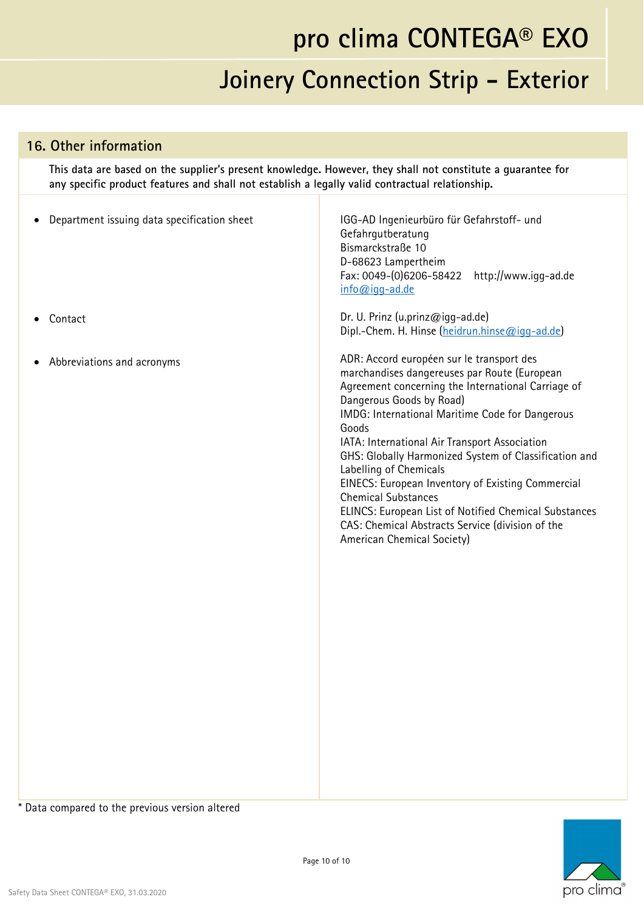## 16. Other information

**This data are based on the supplier's present knowledge. However, they shall not constitute a guarantee for any specific product features and shall not establish a legally valid contractual relationship.**

| | |
|---|---|
| • Department issuing data specification sheet | IGG-AD Ingenieurbüro für Gefahrstoff- und Gefahrgutberatung<br>Bismarckstraße 10<br>D-68623 Lampertheim<br>Fax: 0049-(0)6206-58422 http://www.igg-ad.de<br>info@igg-ad.de |
| • Contact | Dr. U. Prinz (u.prinz@igg-ad.de)<br>Dipl.-Chem. H. Hinse (heidrun.hinse@igg-ad.de) |
| • Abbreviations and acronyms | ADR: Accord européen sur le transport des marchandises dangereuses par Route (European Agreement concerning the International Carriage of Dangerous Goods by Road)<br>IMDG: International Maritime Code for Dangerous Goods<br>IATA: International Air Transport Association<br>GHS: Globally Harmonized System of Classification and Labelling of Chemicals<br>EINECS: European Inventory of Existing Commercial Chemical Substances<br>ELINCS: European List of Notified Chemical Substances<br>CAS: Chemical Abstracts Service (division of the American Chemical Society) |

* Data compared to the previous version altered